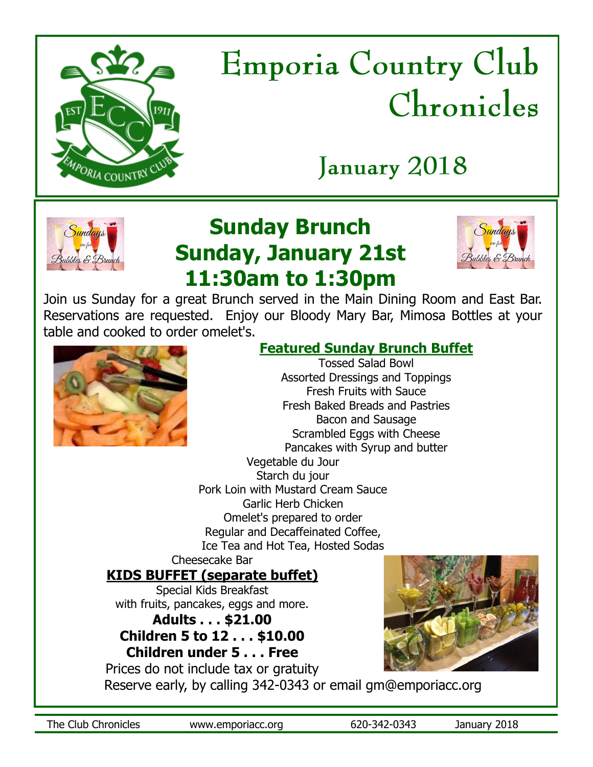# Emporia Country Club Chronicles

## January 2018

## Sunday Brunch
## Sunday, January 21st
## 11:30am to 1:30pm

Join us Sunday for a great Brunch served in the Main Dining Room and East Bar. Reservations are requested. Enjoy our Bloody Mary Bar, Mimosa Bottles at your table and cooked to order omelet's.

### Featured Sunday Brunch Buffet

Tossed Salad Bowl
Assorted Dressings and Toppings
Fresh Fruits with Sauce
Fresh Baked Breads and Pastries
Bacon and Sausage
Scrambled Eggs with Cheese
Pancakes with Syrup and butter
Vegetable du Jour
Starch du jour
Pork Loin with Mustard Cream Sauce
Garlic Herb Chicken
Omelet's prepared to order
Regular and Decaffeinated Coffee,
Ice Tea and Hot Tea, Hosted Sodas
Cheesecake Bar

### KIDS BUFFET (separate buffet)

Special Kids Breakfast
with fruits, pancakes, eggs and more.

**Adults . . . $21.00**
**Children 5 to 12 . . . $10.00**
**Children under 5 . . . Free**

Prices do not include tax or gratuity

Reserve early, by calling 342-0343 or email gm@emporiacc.org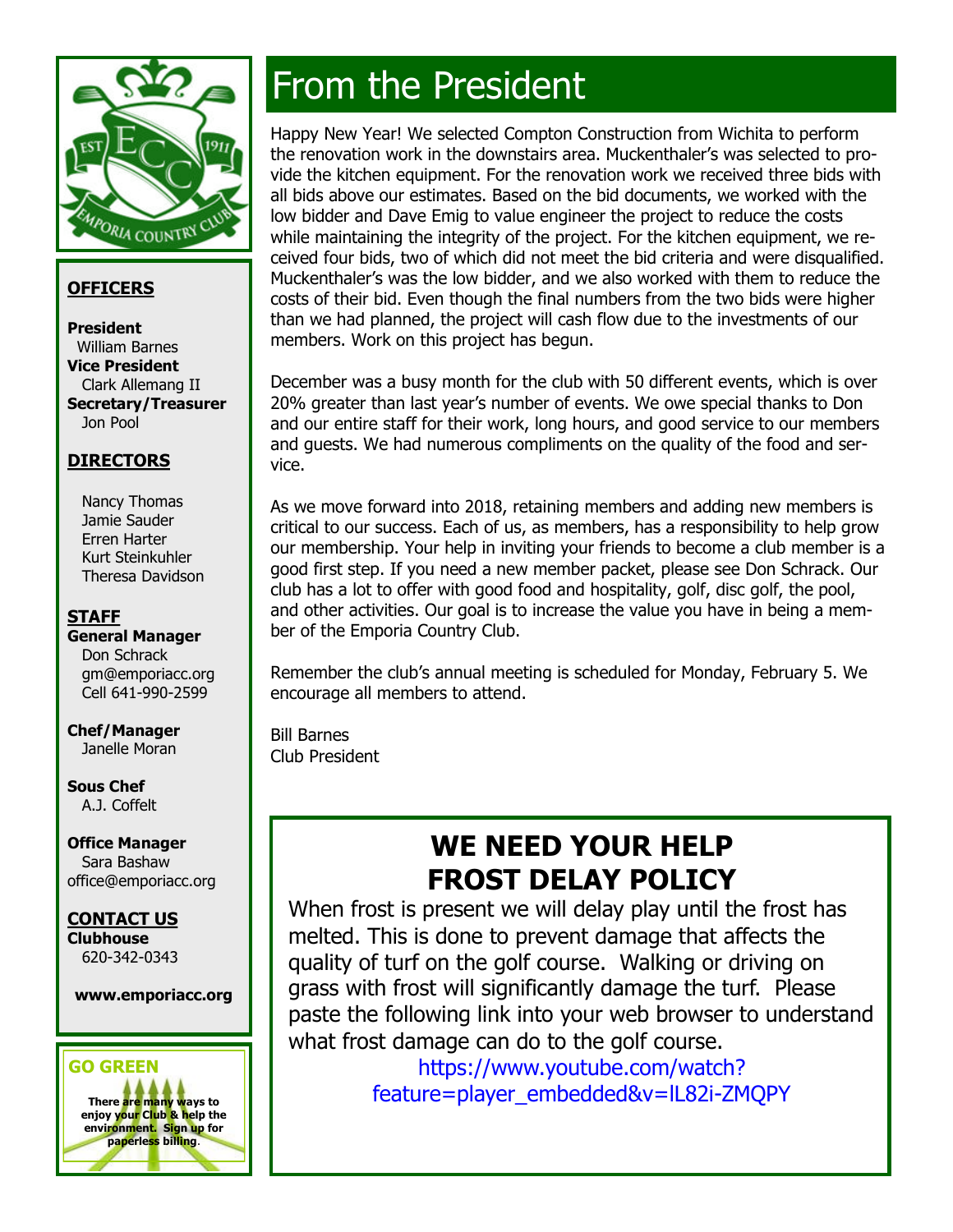## OFFICERS

**President**
William Barnes
**Vice President**
Clark Allemang II
**Secretary/Treasurer**
Jon Pool

## DIRECTORS

Nancy Thomas
Jamie Sauder
Erren Harter
Kurt Steinkuhler
Theresa Davidson

## STAFF

**General Manager**
Don Schrack
gm@emporiacc.org
Cell 641-990-2599

**Chef/Manager**
Janelle Moran

**Sous Chef**
A.J. Coffelt

**Office Manager**
Sara Bashaw
office@emporiacc.org

## CONTACT US

**Clubhouse**
620-342-0343

**www.emporiacc.org**

**GO GREEN**

**There are many ways to enjoy your Club & help the environment. Sign up for paperless billing.**

# From the President

Happy New Year! We selected Compton Construction from Wichita to perform the renovation work in the downstairs area. Muckenthaler's was selected to provide the kitchen equipment. For the renovation work we received three bids with all bids above our estimates. Based on the bid documents, we worked with the low bidder and Dave Emig to value engineer the project to reduce the costs while maintaining the integrity of the project. For the kitchen equipment, we received four bids, two of which did not meet the bid criteria and were disqualified. Muckenthaler's was the low bidder, and we also worked with them to reduce the costs of their bid. Even though the final numbers from the two bids were higher than we had planned, the project will cash flow due to the investments of our members. Work on this project has begun.

December was a busy month for the club with 50 different events, which is over 20% greater than last year's number of events. We owe special thanks to Don and our entire staff for their work, long hours, and good service to our members and guests. We had numerous compliments on the quality of the food and service.

As we move forward into 2018, retaining members and adding new members is critical to our success. Each of us, as members, has a responsibility to help grow our membership. Your help in inviting your friends to become a club member is a good first step. If you need a new member packet, please see Don Schrack. Our club has a lot to offer with good food and hospitality, golf, disc golf, the pool, and other activities. Our goal is to increase the value you have in being a member of the Emporia Country Club.

Remember the club's annual meeting is scheduled for Monday, February 5. We encourage all members to attend.

Bill Barnes
Club President

## WE NEED YOUR HELP
## FROST DELAY POLICY

When frost is present we will delay play until the frost has melted. This is done to prevent damage that affects the quality of turf on the golf course. Walking or driving on grass with frost will significantly damage the turf. Please paste the following link into your web browser to understand what frost damage can do to the golf course.

https://www.youtube.com/watch?feature=player_embedded&v=IL82i-ZMQPY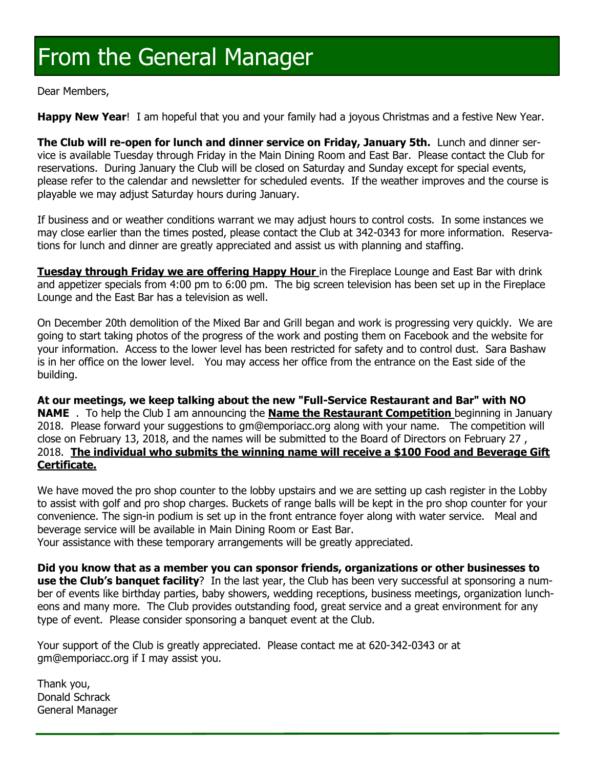# From the General Manager

Dear Members,

**Happy New Year**! I am hopeful that you and your family had a joyous Christmas and a festive New Year.

**The Club will re-open for lunch and dinner service on Friday, January 5th.** Lunch and dinner service is available Tuesday through Friday in the Main Dining Room and East Bar. Please contact the Club for reservations. During January the Club will be closed on Saturday and Sunday except for special events, please refer to the calendar and newsletter for scheduled events. If the weather improves and the course is playable we may adjust Saturday hours during January.

If business and or weather conditions warrant we may adjust hours to control costs. In some instances we may close earlier than the times posted, please contact the Club at 342-0343 for more information. Reservations for lunch and dinner are greatly appreciated and assist us with planning and staffing.

**Tuesday through Friday we are offering Happy Hour** in the Fireplace Lounge and East Bar with drink and appetizer specials from 4:00 pm to 6:00 pm. The big screen television has been set up in the Fireplace Lounge and the East Bar has a television as well.

On December 20th demolition of the Mixed Bar and Grill began and work is progressing very quickly. We are going to start taking photos of the progress of the work and posting them on Facebook and the website for your information. Access to the lower level has been restricted for safety and to control dust. Sara Bashaw is in her office on the lower level. You may access her office from the entrance on the East side of the building.

**At our meetings, we keep talking about the new "Full-Service Restaurant and Bar" with NO NAME** . To help the Club I am announcing the **Name the Restaurant Competition** beginning in January 2018. Please forward your suggestions to gm@emporiacc.org along with your name. The competition will close on February 13, 2018, and the names will be submitted to the Board of Directors on February 27 , 2018. **The individual who submits the winning name will receive a $100 Food and Beverage Gift Certificate.**

We have moved the pro shop counter to the lobby upstairs and we are setting up cash register in the Lobby to assist with golf and pro shop charges. Buckets of range balls will be kept in the pro shop counter for your convenience. The sign-in podium is set up in the front entrance foyer along with water service. Meal and beverage service will be available in Main Dining Room or East Bar.
Your assistance with these temporary arrangements will be greatly appreciated.

**Did you know that as a member you can sponsor friends, organizations or other businesses to use the Club's banquet facility**? In the last year, the Club has been very successful at sponsoring a number of events like birthday parties, baby showers, wedding receptions, business meetings, organization luncheons and many more. The Club provides outstanding food, great service and a great environment for any type of event. Please consider sponsoring a banquet event at the Club.

Your support of the Club is greatly appreciated. Please contact me at 620-342-0343 or at gm@emporiacc.org if I may assist you.

Thank you,
Donald Schrack
General Manager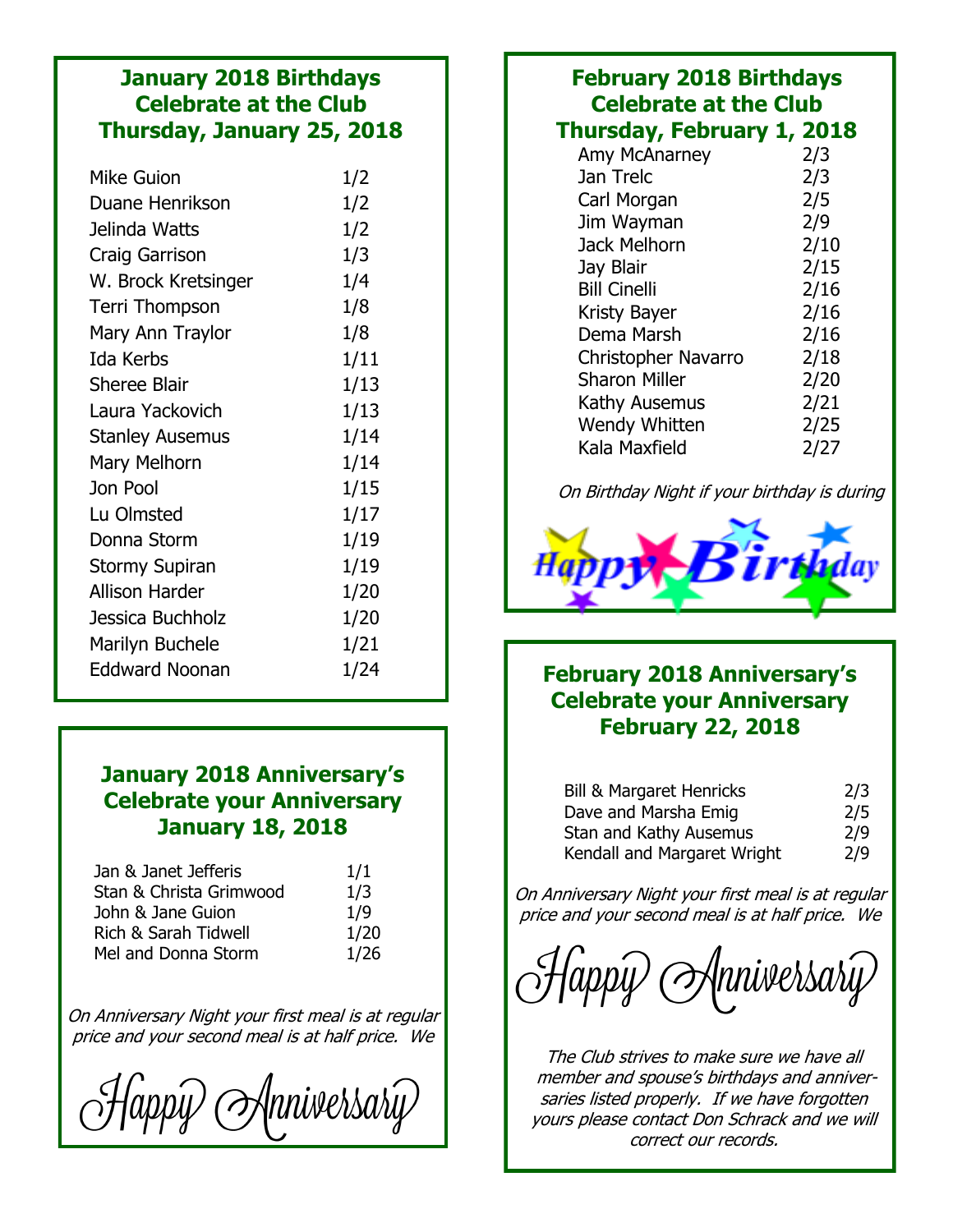## January 2018 Birthdays
## Celebrate at the Club
## Thursday, January 25, 2018

| | |
|---|---|
| Mike Guion | 1/2 |
| Duane Henrikson | 1/2 |
| Jelinda Watts | 1/2 |
| Craig Garrison | 1/3 |
| W. Brock Kretsinger | 1/4 |
| Terri Thompson | 1/8 |
| Mary Ann Traylor | 1/8 |
| Ida Kerbs | 1/11 |
| Sheree Blair | 1/13 |
| Laura Yackovich | 1/13 |
| Stanley Ausemus | 1/14 |
| Mary Melhorn | 1/14 |
| Jon Pool | 1/15 |
| Lu Olmsted | 1/17 |
| Donna Storm | 1/19 |
| Stormy Supiran | 1/19 |
| Allison Harder | 1/20 |
| Jessica Buchholz | 1/20 |
| Marilyn Buchele | 1/21 |
| Eddward Noonan | 1/24 |

## January 2018 Anniversary's
## Celebrate your Anniversary
## January 18, 2018

| | |
|---|---|
| Jan & Janet Jefferis | 1/1 |
| Stan & Christa Grimwood | 1/3 |
| John & Jane Guion | 1/9 |
| Rich & Sarah Tidwell | 1/20 |
| Mel and Donna Storm | 1/26 |

*On Anniversary Night your first meal is at regular price and your second meal is at half price. We*

Happy Anniversary

## February 2018 Birthdays
## Celebrate at the Club
## Thursday, February 1, 2018

| | |
|---|---|
| Amy McAnarney | 2/3 |
| Jan Trelc | 2/3 |
| Carl Morgan | 2/5 |
| Jim Wayman | 2/9 |
| Jack Melhorn | 2/10 |
| Jay Blair | 2/15 |
| Bill Cinelli | 2/16 |
| Kristy Bayer | 2/16 |
| Dema Marsh | 2/16 |
| Christopher Navarro | 2/18 |
| Sharon Miller | 2/20 |
| Kathy Ausemus | 2/21 |
| Wendy Whitten | 2/25 |
| Kala Maxfield | 2/27 |

*On Birthday Night if your birthday is during*

Happy Birthday

## February 2018 Anniversary's
## Celebrate your Anniversary
## February 22, 2018

| | |
|---|---|
| Bill & Margaret Henricks | 2/3 |
| Dave and Marsha Emig | 2/5 |
| Stan and Kathy Ausemus | 2/9 |
| Kendall and Margaret Wright | 2/9 |

*On Anniversary Night your first meal is at regular price and your second meal is at half price. We*

Happy Anniversary

*The Club strives to make sure we have all member and spouse's birthdays and anniversaries listed properly. If we have forgotten yours please contact Don Schrack and we will correct our records.*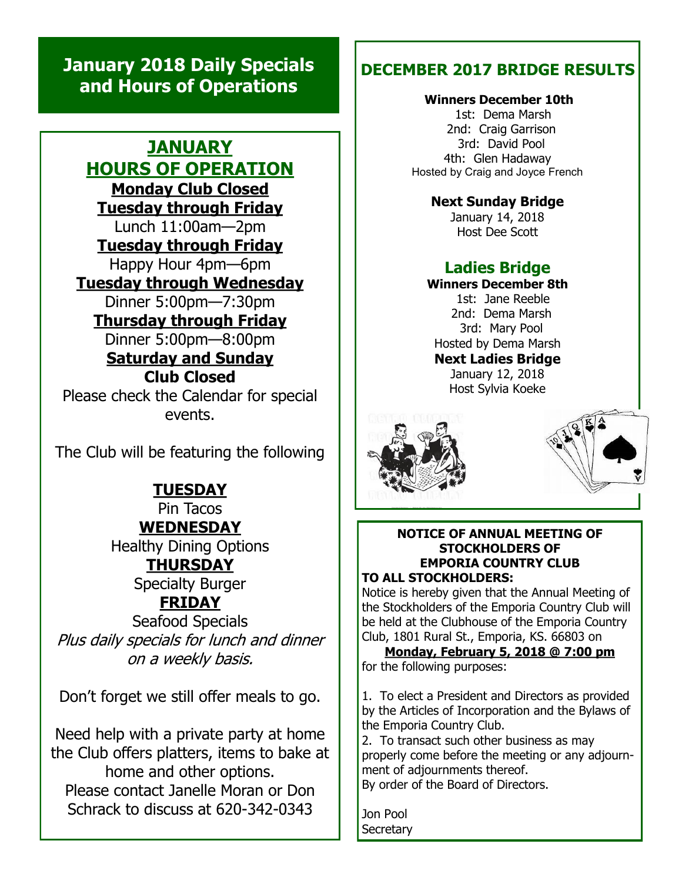# January 2018 Daily Specials and Hours of Operations

## JANUARY HOURS OF OPERATION

**Monday Club Closed**

**Tuesday through Friday**

Lunch 11:00am—2pm

**Tuesday through Friday**

Happy Hour 4pm—6pm

**Tuesday through Wednesday**

Dinner 5:00pm—7:30pm

**Thursday through Friday**

Dinner 5:00pm—8:00pm

**Saturday and Sunday**

**Club Closed**

Please check the Calendar for special events.

The Club will be featuring the following

**TUESDAY**

Pin Tacos

**WEDNESDAY**

Healthy Dining Options

**THURSDAY**

Specialty Burger

**FRIDAY**

Seafood Specials

*Plus daily specials for lunch and dinner on a weekly basis.*

Don't forget we still offer meals to go.

Need help with a private party at home the Club offers platters, items to bake at home and other options.
Please contact Janelle Moran or Don Schrack to discuss at 620-342-0343

## DECEMBER 2017 BRIDGE RESULTS

**Winners December 10th**

1st: Dema Marsh
2nd: Craig Garrison
3rd: David Pool
4th: Glen Hadaway
Hosted by Craig and Joyce French

**Next Sunday Bridge**

January 14, 2018
Host Dee Scott

### Ladies Bridge

**Winners December 8th**

1st: Jane Reeble
2nd: Dema Marsh
3rd: Mary Pool
Hosted by Dema Marsh

**Next Ladies Bridge**

January 12, 2018
Host Sylvia Koeke

**NOTICE OF ANNUAL MEETING OF STOCKHOLDERS OF EMPORIA COUNTRY CLUB**

**TO ALL STOCKHOLDERS:**

Notice is hereby given that the Annual Meeting of the Stockholders of the Emporia Country Club will be held at the Clubhouse of the Emporia Country Club, 1801 Rural St., Emporia, KS. 66803 on

**Monday, February 5, 2018 @ 7:00 pm**

for the following purposes:

1. To elect a President and Directors as provided by the Articles of Incorporation and the Bylaws of the Emporia Country Club.
2. To transact such other business as may properly come before the meeting or any adjournment of adjournments thereof.

By order of the Board of Directors.

Jon Pool
Secretary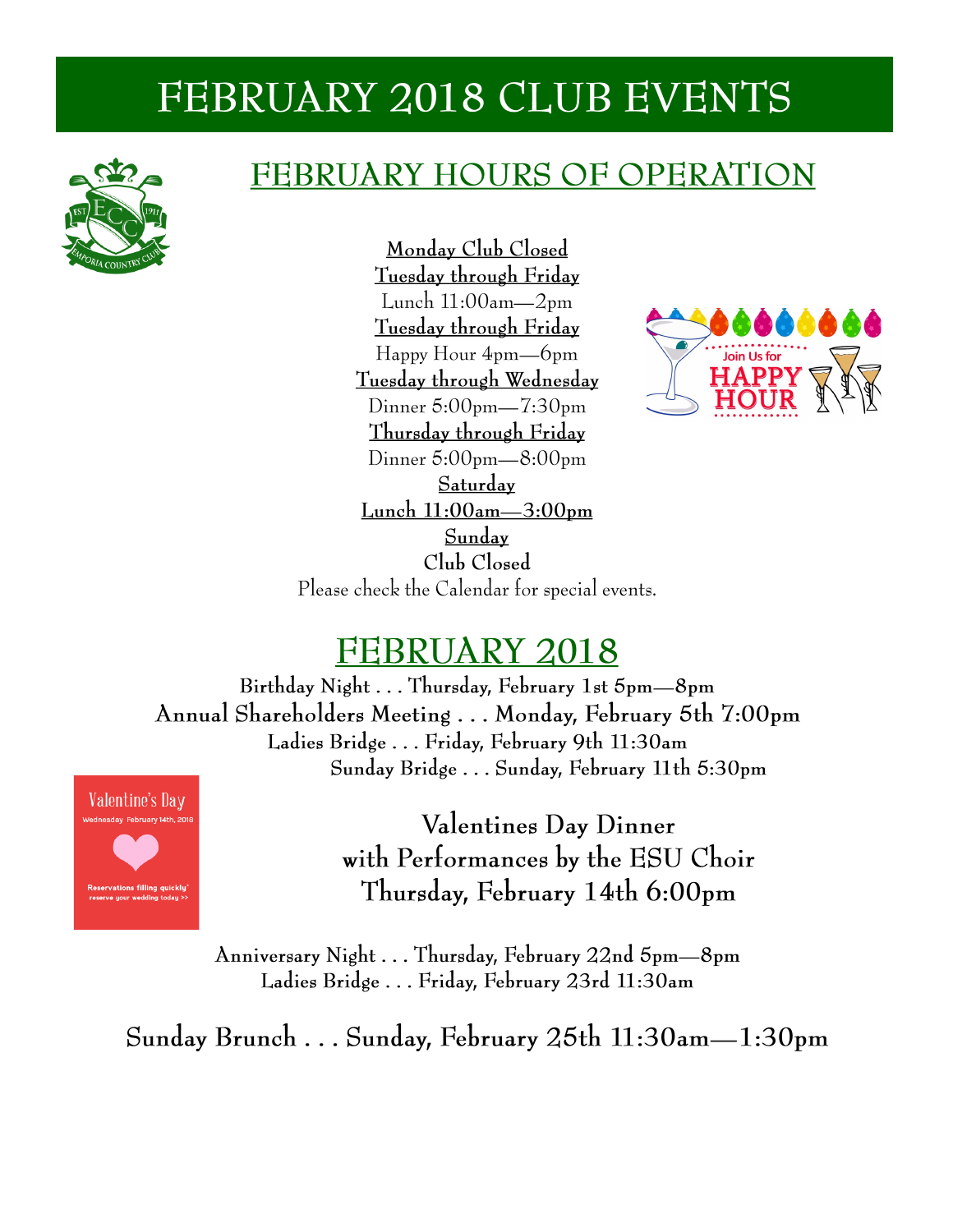# FEBRUARY 2018 CLUB EVENTS

## FEBRUARY HOURS OF OPERATION

**Monday Club Closed**

**Tuesday through Friday**

Lunch 11:00am—2pm

**Tuesday through Friday**

Happy Hour 4pm—6pm

**Tuesday through Wednesday**

Dinner 5:00pm—7:30pm

**Thursday through Friday**

Dinner 5:00pm—8:00pm

**Saturday**

**Lunch 11:00am—3:00pm**

**Sunday**

Club Closed

Please check the Calendar for special events.

## FEBRUARY 2018

Birthday Night . . . Thursday, February 1st 5pm—8pm

Annual Shareholders Meeting . . . Monday, February 5th 7:00pm

Ladies Bridge . . . Friday, February 9th 11:30am

Sunday Bridge . . . Sunday, February 11th 5:30pm

Valentines Day Dinner
with Performances by the ESU Choir
Thursday, February 14th 6:00pm

Anniversary Night . . . Thursday, February 22nd 5pm—8pm

Ladies Bridge . . . Friday, February 23rd 11:30am

Sunday Brunch . . . Sunday, February 25th 11:30am—1:30pm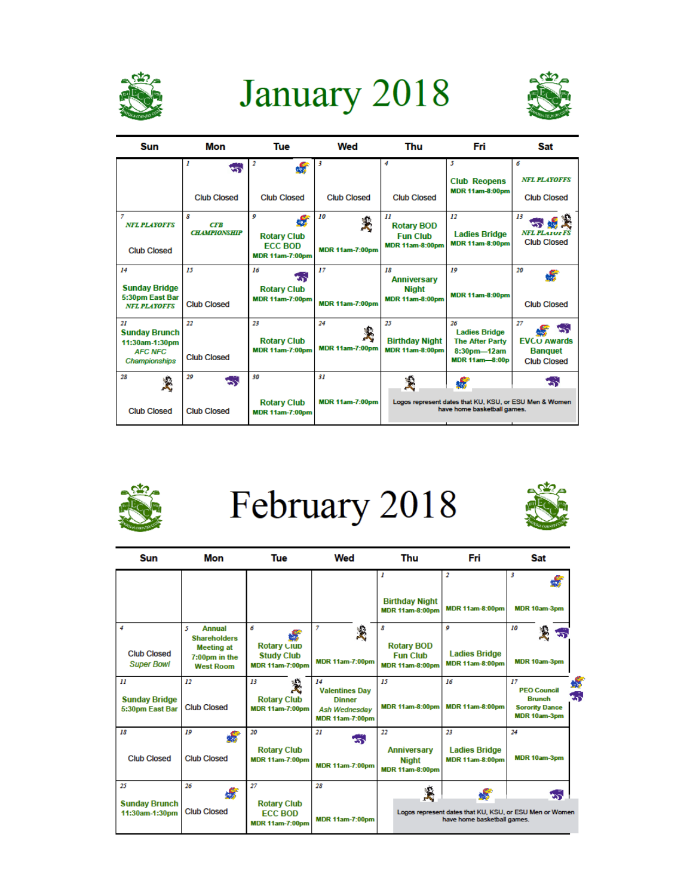# January 2018

| Sun | Mon | Tue | Wed | Thu | Fri | Sat |
|---|---|---|---|---|---|---|
| | 1 Club Closed | 2 Club Closed | 3 Club Closed | 4 Club Closed | 5 Club Reopens MDR 11am-8:00pm | 6 *NFL PLAYOFFS* Club Closed |
| 7 *NFL PLAYOFFS* Club Closed | 8 *CFB CHAMPIONSHIP* | 9 Rotary Club ECC BOD MDR 11am-7:00pm | 10 MDR 11am-7:00pm | 11 Rotary BOD Fun Club MDR 11am-8:00pm | 12 Ladies Bridge MDR 11am-8:00pm | 13 *NFL PLAYOFFS* Club Closed |
| 14 Sunday Bridge 5:30pm East Bar *NFL PLAYOFFS* | 15 Club Closed | 16 Rotary Club MDR 11am-7:00pm | 17 MDR 11am-7:00pm | 18 Anniversary Night MDR 11am-8:00pm | 19 MDR 11am-8:00pm | 20 Club Closed |
| 21 Sunday Brunch 11:30am-1:30pm *AFC NFC Championships* | 22 Club Closed | 23 Rotary Club MDR 11am-7:00pm | 24 MDR 11am-7:00pm | 25 Birthday Night MDR 11am-8:00pm | 26 Ladies Bridge The After Party 8:30pm—12am MDR 11am—8:00p | 27 EVCU Awards Banquet Club Closed |
| 28 Club Closed | 29 Club Closed | 30 Rotary Club MDR 11am-7:00pm | 31 MDR 11am-7:00pm | | | |

Logos represent dates that KU, KSU, or ESU Men & Women have home basketball games.

# February 2018

| Sun | Mon | Tue | Wed | Thu | Fri | Sat |
|---|---|---|---|---|---|---|
| | | | | 1 Birthday Night MDR 11am-8:00pm | 2 MDR 11am-8:00pm | 3 MDR 10am-3pm |
| 4 Club Closed *Super Bowl* | 5 Annual Shareholders Meeting at 7:00pm in the West Room | 6 Rotary Club Study Club MDR 11am-7:00pm | 7 MDR 11am-7:00pm | 8 Rotary BOD Fun Club MDR 11am-8:00pm | 9 Ladies Bridge MDR 11am-8:00pm | 10 MDR 10am-3pm |
| 11 Sunday Bridge 5:30pm East Bar | 12 Club Closed | 13 Rotary Club MDR 11am-7:00pm | 14 Valentines Day Dinner *Ash Wednesday* MDR 11am-7:00pm | 15 MDR 11am-8:00pm | 16 MDR 11am-8:00pm | 17 PEO Council Brunch Sorority Dance MDR 10am-3pm |
| 18 Club Closed | 19 Club Closed | 20 Rotary Club MDR 11am-7:00pm | 21 MDR 11am-7:00pm | 22 Anniversary Night MDR 11am-8:00pm | 23 Ladies Bridge MDR 11am-8:00pm | 24 MDR 10am-3pm |
| 25 Sunday Brunch 11:30am-1:30pm | 26 Club Closed | 27 Rotary Club ECC BOD MDR 11am-7:00pm | 28 MDR 11am-7:00pm | | | |

Logos represent dates that KU, KSU, or ESU Men or Women have home basketball games.